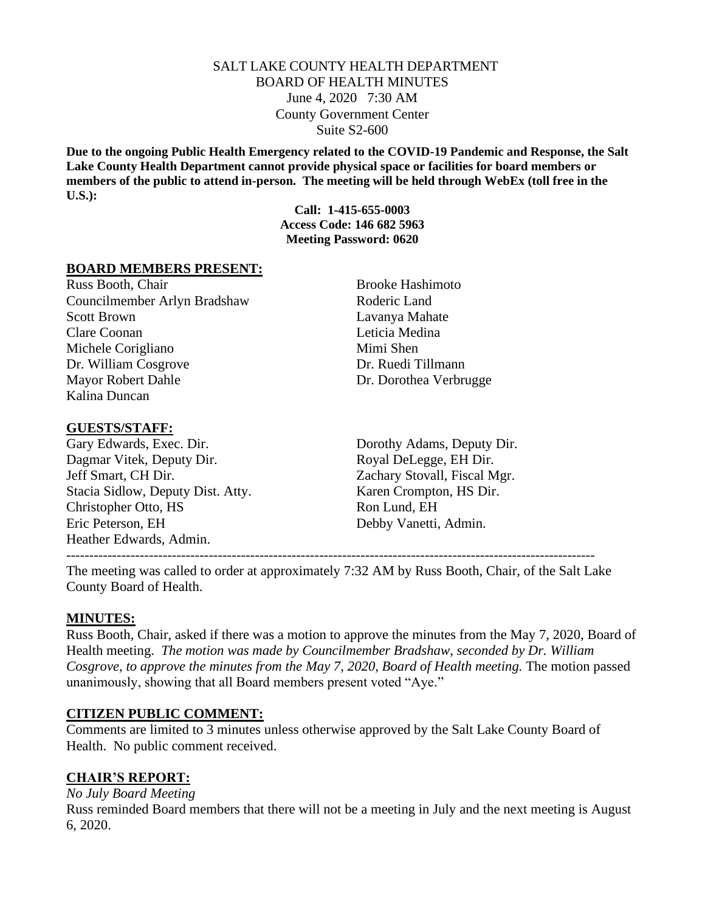SALT LAKE COUNTY HEALTH DEPARTMENT
BOARD OF HEALTH MINUTES
June 4, 2020 7:30 AM
County Government Center
Suite S2-600

**Due to the ongoing Public Health Emergency related to the COVID-19 Pandemic and Response, the Salt Lake County Health Department cannot provide physical space or facilities for board members or members of the public to attend in-person. The meeting will be held through WebEx (toll free in the U.S.):**

**Call: 1-415-655-0003**
**Access Code: 146 682 5963**
**Meeting Password: 0620**

## BOARD MEMBERS PRESENT:

Russ Booth, Chair
Councilmember Arlyn Bradshaw
Scott Brown
Clare Coonan
Michele Corigliano
Dr. William Cosgrove
Mayor Robert Dahle
Kalina Duncan
Brooke Hashimoto
Roderic Land
Lavanya Mahate
Leticia Medina
Mimi Shen
Dr. Ruedi Tillmann
Dr. Dorothea Verbrugge

## GUESTS/STAFF:

Gary Edwards, Exec. Dir.
Dagmar Vitek, Deputy Dir.
Jeff Smart, CH Dir.
Stacia Sidlow, Deputy Dist. Atty.
Christopher Otto, HS
Eric Peterson, EH
Heather Edwards, Admin.
Dorothy Adams, Deputy Dir.
Royal DeLegge, EH Dir.
Zachary Stovall, Fiscal Mgr.
Karen Crompton, HS Dir.
Ron Lund, EH
Debby Vanetti, Admin.

---

The meeting was called to order at approximately 7:32 AM by Russ Booth, Chair, of the Salt Lake County Board of Health.

## MINUTES:

Russ Booth, Chair, asked if there was a motion to approve the minutes from the May 7, 2020, Board of Health meeting. *The motion was made by Councilmember Bradshaw, seconded by Dr. William Cosgrove, to approve the minutes from the May 7, 2020, Board of Health meeting.* The motion passed unanimously, showing that all Board members present voted "Aye."

## CITIZEN PUBLIC COMMENT:

Comments are limited to 3 minutes unless otherwise approved by the Salt Lake County Board of Health. No public comment received.

## CHAIR'S REPORT:

*No July Board Meeting*

Russ reminded Board members that there will not be a meeting in July and the next meeting is August 6, 2020.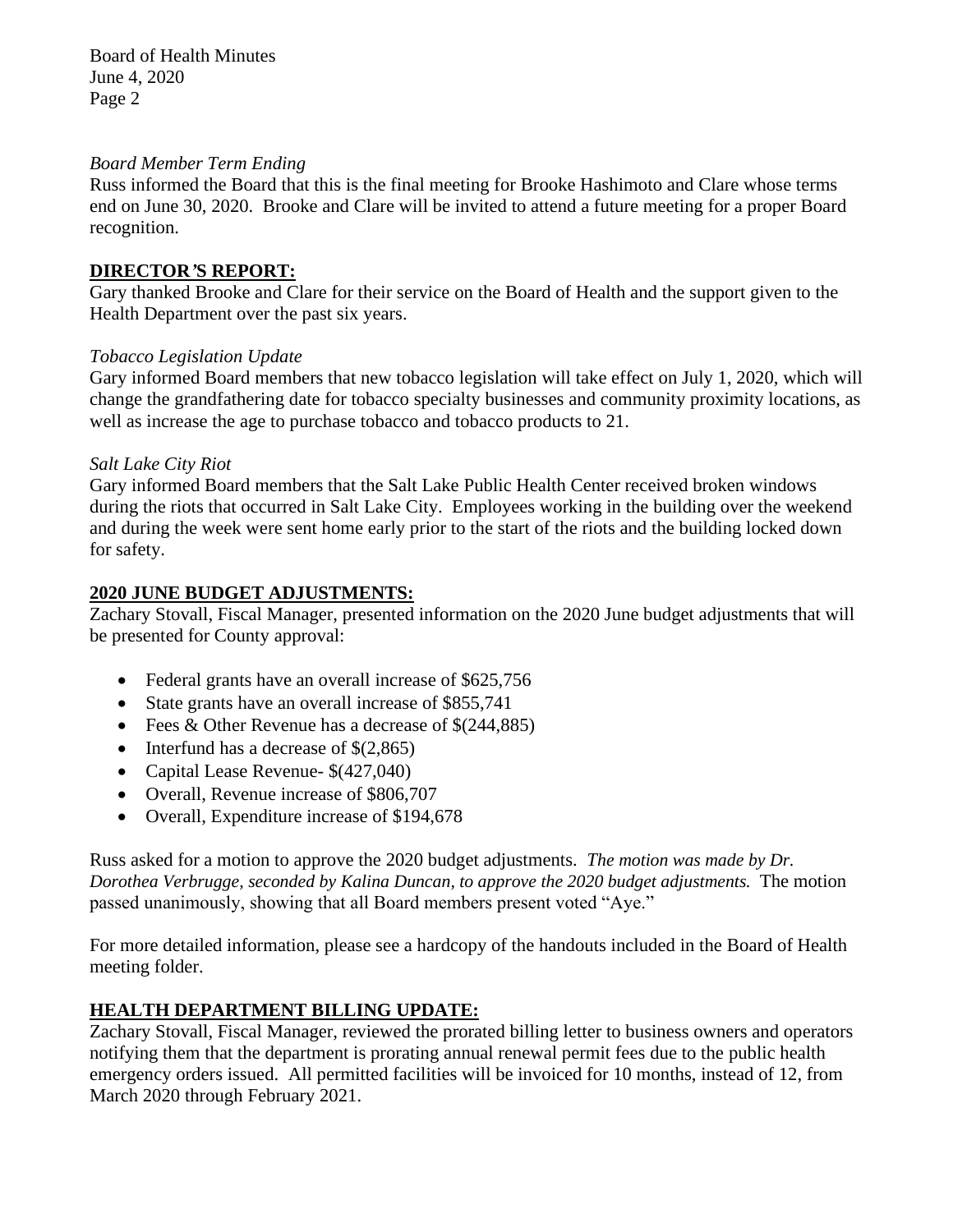*Board Member Term Ending*

Russ informed the Board that this is the final meeting for Brooke Hashimoto and Clare whose terms end on June 30, 2020. Brooke and Clare will be invited to attend a future meeting for a proper Board recognition.

## DIRECTOR'S REPORT:

Gary thanked Brooke and Clare for their service on the Board of Health and the support given to the Health Department over the past six years.

*Tobacco Legislation Update*

Gary informed Board members that new tobacco legislation will take effect on July 1, 2020, which will change the grandfathering date for tobacco specialty businesses and community proximity locations, as well as increase the age to purchase tobacco and tobacco products to 21.

*Salt Lake City Riot*

Gary informed Board members that the Salt Lake Public Health Center received broken windows during the riots that occurred in Salt Lake City. Employees working in the building over the weekend and during the week were sent home early prior to the start of the riots and the building locked down for safety.

## 2020 JUNE BUDGET ADJUSTMENTS:

Zachary Stovall, Fiscal Manager, presented information on the 2020 June budget adjustments that will be presented for County approval:

- Federal grants have an overall increase of $625,756
- State grants have an overall increase of $855,741
- Fees & Other Revenue has a decrease of $(244,885)
- Interfund has a decrease of $(2,865)
- Capital Lease Revenue- $(427,040)
- Overall, Revenue increase of $806,707
- Overall, Expenditure increase of $194,678

Russ asked for a motion to approve the 2020 budget adjustments. *The motion was made by Dr. Dorothea Verbrugge, seconded by Kalina Duncan, to approve the 2020 budget adjustments.* The motion passed unanimously, showing that all Board members present voted "Aye."

For more detailed information, please see a hardcopy of the handouts included in the Board of Health meeting folder.

## HEALTH DEPARTMENT BILLING UPDATE:

Zachary Stovall, Fiscal Manager, reviewed the prorated billing letter to business owners and operators notifying them that the department is prorating annual renewal permit fees due to the public health emergency orders issued. All permitted facilities will be invoiced for 10 months, instead of 12, from March 2020 through February 2021.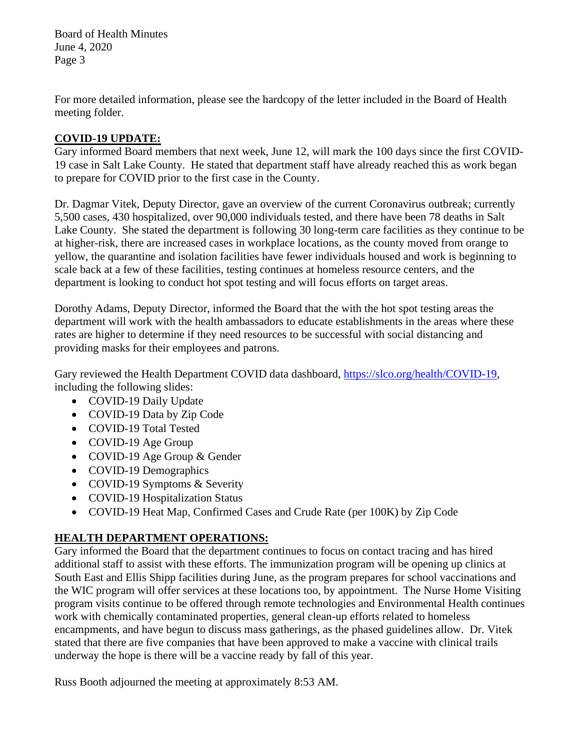For more detailed information, please see the hardcopy of the letter included in the Board of Health meeting folder.

**COVID-19 UPDATE:**

Gary informed Board members that next week, June 12, will mark the 100 days since the first COVID-19 case in Salt Lake County. He stated that department staff have already reached this as work began to prepare for COVID prior to the first case in the County.

Dr. Dagmar Vitek, Deputy Director, gave an overview of the current Coronavirus outbreak; currently 5,500 cases, 430 hospitalized, over 90,000 individuals tested, and there have been 78 deaths in Salt Lake County. She stated the department is following 30 long-term care facilities as they continue to be at higher-risk, there are increased cases in workplace locations, as the county moved from orange to yellow, the quarantine and isolation facilities have fewer individuals housed and work is beginning to scale back at a few of these facilities, testing continues at homeless resource centers, and the department is looking to conduct hot spot testing and will focus efforts on target areas.

Dorothy Adams, Deputy Director, informed the Board that the with the hot spot testing areas the department will work with the health ambassadors to educate establishments in the areas where these rates are higher to determine if they need resources to be successful with social distancing and providing masks for their employees and patrons.

Gary reviewed the Health Department COVID data dashboard, https://slco.org/health/COVID-19, including the following slides:

- COVID-19 Daily Update
- COVID-19 Data by Zip Code
- COVID-19 Total Tested
- COVID-19 Age Group
- COVID-19 Age Group & Gender
- COVID-19 Demographics
- COVID-19 Symptoms & Severity
- COVID-19 Hospitalization Status
- COVID-19 Heat Map, Confirmed Cases and Crude Rate (per 100K) by Zip Code

**HEALTH DEPARTMENT OPERATIONS:**

Gary informed the Board that the department continues to focus on contact tracing and has hired additional staff to assist with these efforts. The immunization program will be opening up clinics at South East and Ellis Shipp facilities during June, as the program prepares for school vaccinations and the WIC program will offer services at these locations too, by appointment. The Nurse Home Visiting program visits continue to be offered through remote technologies and Environmental Health continues work with chemically contaminated properties, general clean-up efforts related to homeless encampments, and have begun to discuss mass gatherings, as the phased guidelines allow. Dr. Vitek stated that there are five companies that have been approved to make a vaccine with clinical trails underway the hope is there will be a vaccine ready by fall of this year.

Russ Booth adjourned the meeting at approximately 8:53 AM.